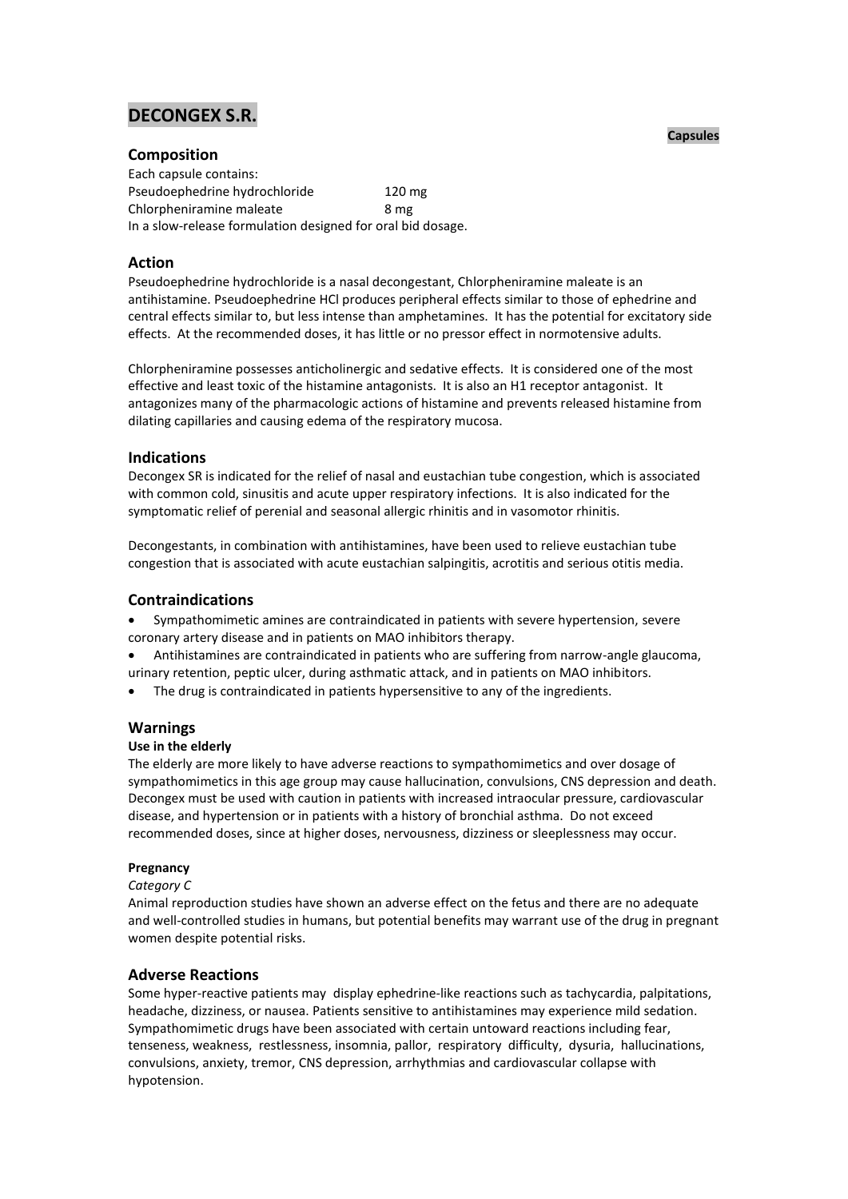# DECONGEX S.R.

**Capsules**

## Composition

Each capsule contains:

| | |
|---|---|
| Pseudoephedrine hydrochloride | 120 mg |
| Chlorpheniramine maleate | 8 mg |

In a slow-release formulation designed for oral bid dosage.

## Action

Pseudoephedrine hydrochloride is a nasal decongestant, Chlorpheniramine maleate is an antihistamine. Pseudoephedrine HCl produces peripheral effects similar to those of ephedrine and central effects similar to, but less intense than amphetamines. It has the potential for excitatory side effects. At the recommended doses, it has little or no pressor effect in normotensive adults.

Chlorpheniramine possesses anticholinergic and sedative effects. It is considered one of the most effective and least toxic of the histamine antagonists. It is also an H1 receptor antagonist. It antagonizes many of the pharmacologic actions of histamine and prevents released histamine from dilating capillaries and causing edema of the respiratory mucosa.

## Indications

Decongex SR is indicated for the relief of nasal and eustachian tube congestion, which is associated with common cold, sinusitis and acute upper respiratory infections. It is also indicated for the symptomatic relief of perenial and seasonal allergic rhinitis and in vasomotor rhinitis.

Decongestants, in combination with antihistamines, have been used to relieve eustachian tube congestion that is associated with acute eustachian salpingitis, acrotitis and serious otitis media.

## Contraindications

- Sympathomimetic amines are contraindicated in patients with severe hypertension, severe coronary artery disease and in patients on MAO inhibitors therapy.
- Antihistamines are contraindicated in patients who are suffering from narrow-angle glaucoma, urinary retention, peptic ulcer, during asthmatic attack, and in patients on MAO inhibitors.
- The drug is contraindicated in patients hypersensitive to any of the ingredients.

## Warnings

**Use in the elderly**

The elderly are more likely to have adverse reactions to sympathomimetics and over dosage of sympathomimetics in this age group may cause hallucination, convulsions, CNS depression and death. Decongex must be used with caution in patients with increased intraocular pressure, cardiovascular disease, and hypertension or in patients with a history of bronchial asthma. Do not exceed recommended doses, since at higher doses, nervousness, dizziness or sleeplessness may occur.

**Pregnancy**

*Category C*

Animal reproduction studies have shown an adverse effect on the fetus and there are no adequate and well-controlled studies in humans, but potential benefits may warrant use of the drug in pregnant women despite potential risks.

## Adverse Reactions

Some hyper-reactive patients may display ephedrine-like reactions such as tachycardia, palpitations, headache, dizziness, or nausea. Patients sensitive to antihistamines may experience mild sedation. Sympathomimetic drugs have been associated with certain untoward reactions including fear, tenseness, weakness, restlessness, insomnia, pallor, respiratory difficulty, dysuria, hallucinations, convulsions, anxiety, tremor, CNS depression, arrhythmias and cardiovascular collapse with hypotension.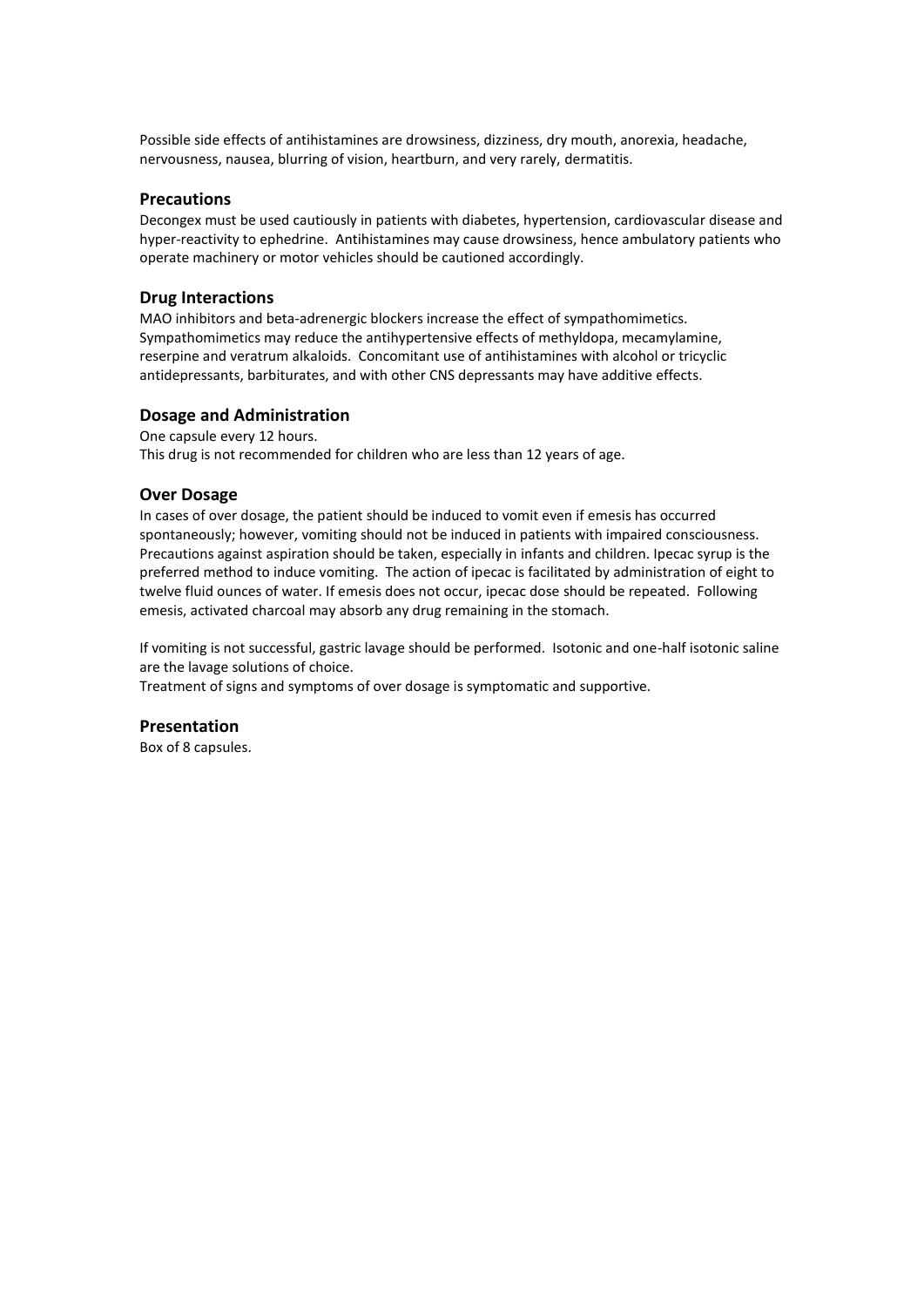Possible side effects of antihistamines are drowsiness, dizziness, dry mouth, anorexia, headache, nervousness, nausea, blurring of vision, heartburn, and very rarely, dermatitis.

## Precautions

Decongex must be used cautiously in patients with diabetes, hypertension, cardiovascular disease and hyper-reactivity to ephedrine. Antihistamines may cause drowsiness, hence ambulatory patients who operate machinery or motor vehicles should be cautioned accordingly.

## Drug Interactions

MAO inhibitors and beta-adrenergic blockers increase the effect of sympathomimetics. Sympathomimetics may reduce the antihypertensive effects of methyldopa, mecamylamine, reserpine and veratrum alkaloids. Concomitant use of antihistamines with alcohol or tricyclic antidepressants, barbiturates, and with other CNS depressants may have additive effects.

## Dosage and Administration

One capsule every 12 hours.
This drug is not recommended for children who are less than 12 years of age.

## Over Dosage

In cases of over dosage, the patient should be induced to vomit even if emesis has occurred spontaneously; however, vomiting should not be induced in patients with impaired consciousness. Precautions against aspiration should be taken, especially in infants and children. Ipecac syrup is the preferred method to induce vomiting. The action of ipecac is facilitated by administration of eight to twelve fluid ounces of water. If emesis does not occur, ipecac dose should be repeated. Following emesis, activated charcoal may absorb any drug remaining in the stomach.

If vomiting is not successful, gastric lavage should be performed. Isotonic and one-half isotonic saline are the lavage solutions of choice.
Treatment of signs and symptoms of over dosage is symptomatic and supportive.

## Presentation

Box of 8 capsules.